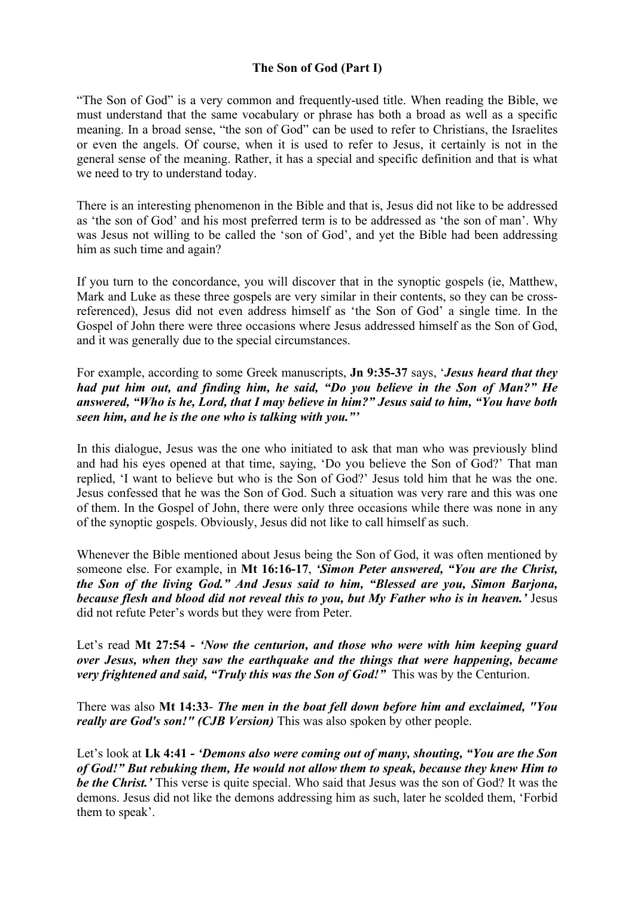**The Son of God (Part I)**

"The Son of God" is a very common and frequently-used title. When reading the Bible, we must understand that the same vocabulary or phrase has both a broad as well as a specific meaning. In a broad sense, "the son of God" can be used to refer to Christians, the Israelites or even the angels. Of course, when it is used to refer to Jesus, it certainly is not in the general sense of the meaning. Rather, it has a special and specific definition and that is what we need to try to understand today.

There is an interesting phenomenon in the Bible and that is, Jesus did not like to be addressed as 'the son of God' and his most preferred term is to be addressed as 'the son of man'. Why was Jesus not willing to be called the 'son of God', and yet the Bible had been addressing him as such time and again?

If you turn to the concordance, you will discover that in the synoptic gospels (ie, Matthew, Mark and Luke as these three gospels are very similar in their contents, so they can be cross-referenced), Jesus did not even address himself as 'the Son of God' a single time. In the Gospel of John there were three occasions where Jesus addressed himself as the Son of God, and it was generally due to the special circumstances.

For example, according to some Greek manuscripts, **Jn 9:35-37** says, '***Jesus heard that they had put him out, and finding him, he said, "Do you believe in the Son of Man?" He answered, "Who is he, Lord, that I may believe in him?" Jesus said to him, "You have both seen him, and he is the one who is talking with you."'***

In this dialogue, Jesus was the one who initiated to ask that man who was previously blind and had his eyes opened at that time, saying, 'Do you believe the Son of God?' That man replied, 'I want to believe but who is the Son of God?' Jesus told him that he was the one. Jesus confessed that he was the Son of God. Such a situation was very rare and this was one of them. In the Gospel of John, there were only three occasions while there was none in any of the synoptic gospels. Obviously, Jesus did not like to call himself as such.

Whenever the Bible mentioned about Jesus being the Son of God, it was often mentioned by someone else. For example, in **Mt 16:16-17**, ***'Simon Peter answered, "You are the Christ, the Son of the living God." And Jesus said to him, "Blessed are you, Simon Barjona, because flesh and blood did not reveal this to you, but My Father who is in heaven.'*** Jesus did not refute Peter's words but they were from Peter.

Let's read **Mt 27:54 -** ***'Now the centurion, and those who were with him keeping guard over Jesus, when they saw the earthquake and the things that were happening, became very frightened and said, "Truly this was the Son of God!"*** This was by the Centurion.

There was also **Mt 14:33**- ***The men in the boat fell down before him and exclaimed, "You really are God's son!" (CJB Version)*** This was also spoken by other people.

Let's look at **Lk 4:41 -** ***'Demons also were coming out of many, shouting, "You are the Son of God!" But rebuking them, He would not allow them to speak, because they knew Him to be the Christ.'*** This verse is quite special. Who said that Jesus was the son of God? It was the demons. Jesus did not like the demons addressing him as such, later he scolded them, 'Forbid them to speak'.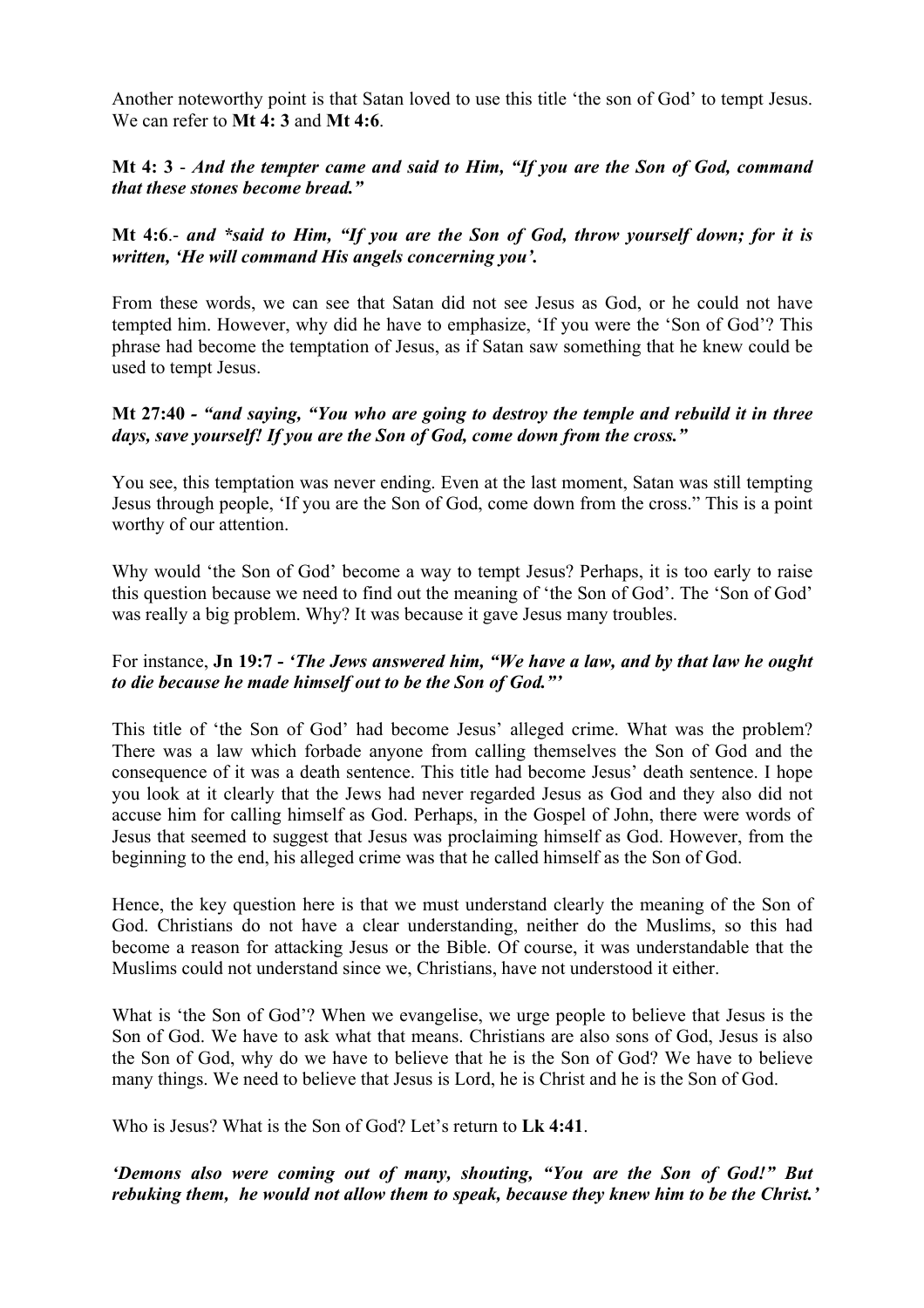Another noteworthy point is that Satan loved to use this title 'the son of God' to tempt Jesus. We can refer to **Mt 4: 3** and **Mt 4:6**.

**Mt 4: 3** - ***And the tempter came and said to Him, "If you are the Son of God, command that these stones become bread."***

**Mt 4:6**.- ***and *said to Him, "If you are the Son of God, throw yourself down; for it is written, 'He will command His angels concerning you'.***

From these words, we can see that Satan did not see Jesus as God, or he could not have tempted him. However, why did he have to emphasize, 'If you were the 'Son of God'? This phrase had become the temptation of Jesus, as if Satan saw something that he knew could be used to tempt Jesus.

**Mt 27:40 -** ***"and saying, "You who are going to destroy the temple and rebuild it in three days, save yourself! If you are the Son of God, come down from the cross."***

You see, this temptation was never ending. Even at the last moment, Satan was still tempting Jesus through people, 'If you are the Son of God, come down from the cross." This is a point worthy of our attention.

Why would 'the Son of God' become a way to tempt Jesus? Perhaps, it is too early to raise this question because we need to find out the meaning of 'the Son of God'. The 'Son of God' was really a big problem. Why? It was because it gave Jesus many troubles.

For instance, **Jn 19:7 -** ***'The Jews answered him, "We have a law, and by that law he ought to die because he made himself out to be the Son of God."'***

This title of 'the Son of God' had become Jesus' alleged crime. What was the problem? There was a law which forbade anyone from calling themselves the Son of God and the consequence of it was a death sentence. This title had become Jesus' death sentence. I hope you look at it clearly that the Jews had never regarded Jesus as God and they also did not accuse him for calling himself as God. Perhaps, in the Gospel of John, there were words of Jesus that seemed to suggest that Jesus was proclaiming himself as God. However, from the beginning to the end, his alleged crime was that he called himself as the Son of God.

Hence, the key question here is that we must understand clearly the meaning of the Son of God. Christians do not have a clear understanding, neither do the Muslims, so this had become a reason for attacking Jesus or the Bible. Of course, it was understandable that the Muslims could not understand since we, Christians, have not understood it either.

What is 'the Son of God'? When we evangelise, we urge people to believe that Jesus is the Son of God. We have to ask what that means. Christians are also sons of God, Jesus is also the Son of God, why do we have to believe that he is the Son of God? We have to believe many things. We need to believe that Jesus is Lord, he is Christ and he is the Son of God.

Who is Jesus? What is the Son of God? Let's return to **Lk 4:41**.

***'Demons also were coming out of many, shouting, "You are the Son of God!" But rebuking them, he would not allow them to speak, because they knew him to be the Christ.'***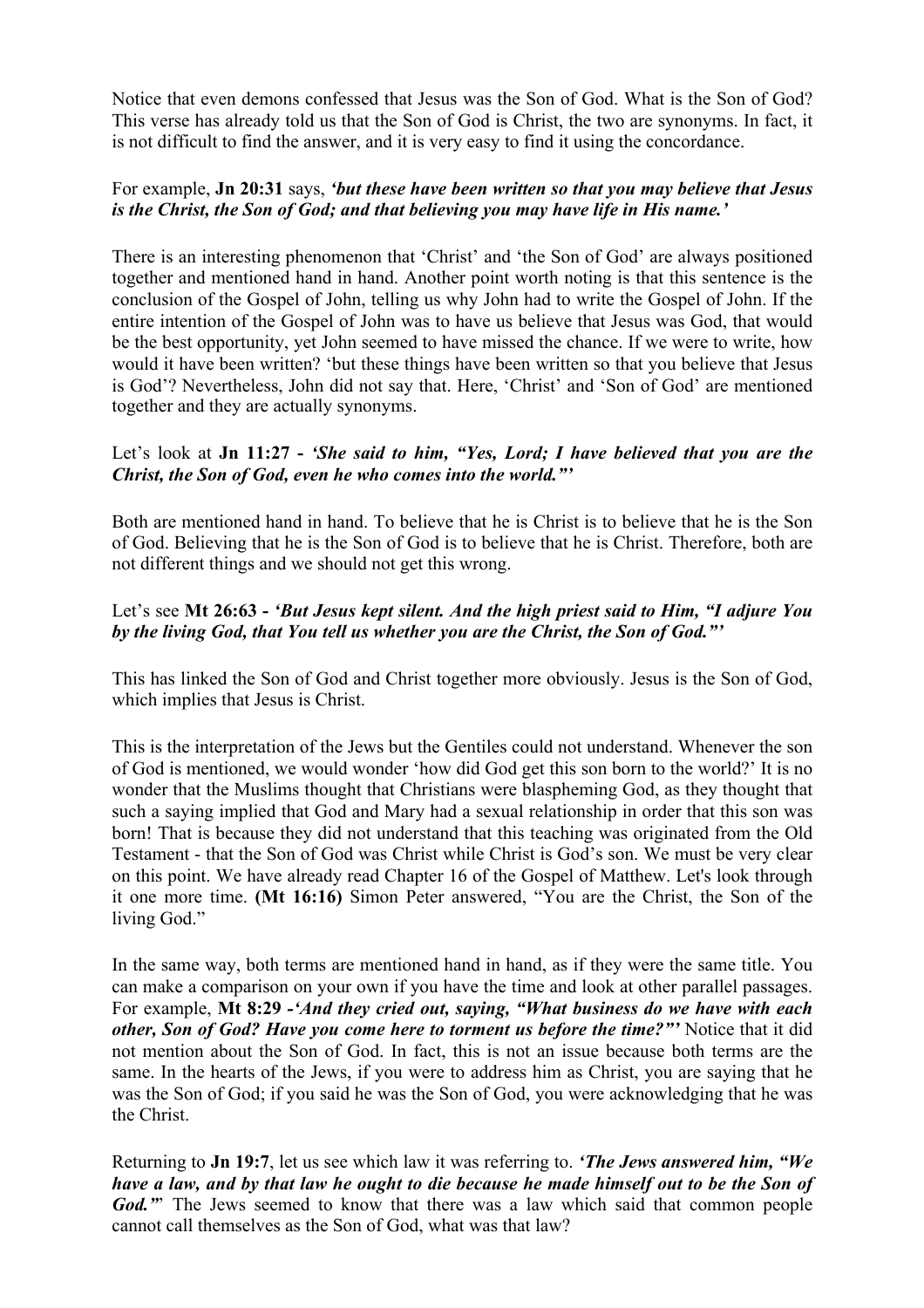Notice that even demons confessed that Jesus was the Son of God. What is the Son of God? This verse has already told us that the Son of God is Christ, the two are synonyms. In fact, it is not difficult to find the answer, and it is very easy to find it using the concordance.

For example, **Jn 20:31** says, ***'but these have been written so that you may believe that Jesus is the Christ, the Son of God; and that believing you may have life in His name.'***

There is an interesting phenomenon that 'Christ' and 'the Son of God' are always positioned together and mentioned hand in hand. Another point worth noting is that this sentence is the conclusion of the Gospel of John, telling us why John had to write the Gospel of John. If the entire intention of the Gospel of John was to have us believe that Jesus was God, that would be the best opportunity, yet John seemed to have missed the chance. If we were to write, how would it have been written? 'but these things have been written so that you believe that Jesus is God'? Nevertheless, John did not say that. Here, 'Christ' and 'Son of God' are mentioned together and they are actually synonyms.

Let's look at **Jn 11:27 -** ***'She said to him, "Yes, Lord; I have believed that you are the Christ, the Son of God, even he who comes into the world."'***

Both are mentioned hand in hand. To believe that he is Christ is to believe that he is the Son of God. Believing that he is the Son of God is to believe that he is Christ. Therefore, both are not different things and we should not get this wrong.

Let's see **Mt 26:63 -** ***'But Jesus kept silent. And the high priest said to Him, "I adjure You by the living God, that You tell us whether you are the Christ, the Son of God."'***

This has linked the Son of God and Christ together more obviously. Jesus is the Son of God, which implies that Jesus is Christ.

This is the interpretation of the Jews but the Gentiles could not understand. Whenever the son of God is mentioned, we would wonder 'how did God get this son born to the world?' It is no wonder that the Muslims thought that Christians were blaspheming God, as they thought that such a saying implied that God and Mary had a sexual relationship in order that this son was born! That is because they did not understand that this teaching was originated from the Old Testament - that the Son of God was Christ while Christ is God's son. We must be very clear on this point. We have already read Chapter 16 of the Gospel of Matthew. Let's look through it one more time. **(Mt 16:16)** Simon Peter answered, "You are the Christ, the Son of the living God."

In the same way, both terms are mentioned hand in hand, as if they were the same title. You can make a comparison on your own if you have the time and look at other parallel passages. For example, **Mt 8:29 -*****'And they cried out, saying, "What business do we have with each other, Son of God? Have you come here to torment us before the time?"'*** Notice that it did not mention about the Son of God. In fact, this is not an issue because both terms are the same. In the hearts of the Jews, if you were to address him as Christ, you are saying that he was the Son of God; if you said he was the Son of God, you were acknowledging that he was the Christ.

Returning to **Jn 19:7**, let us see which law it was referring to. ***'The Jews answered him, "We have a law, and by that law he ought to die because he made himself out to be the Son of God."'*** The Jews seemed to know that there was a law which said that common people cannot call themselves as the Son of God, what was that law?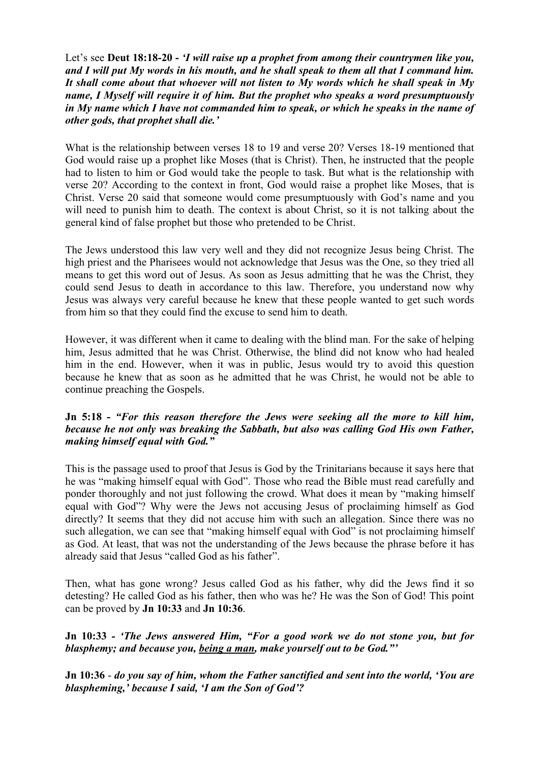Let's see **Deut 18:18-20 -** ***'I will raise up a prophet from among their countrymen like you, and I will put My words in his mouth, and he shall speak to them all that I command him. It shall come about that whoever will not listen to My words which he shall speak in My name, I Myself will require it of him. But the prophet who speaks a word presumptuously in My name which I have not commanded him to speak, or which he speaks in the name of other gods, that prophet shall die.'***

What is the relationship between verses 18 to 19 and verse 20? Verses 18-19 mentioned that God would raise up a prophet like Moses (that is Christ). Then, he instructed that the people had to listen to him or God would take the people to task. But what is the relationship with verse 20? According to the context in front, God would raise a prophet like Moses, that is Christ. Verse 20 said that someone would come presumptuously with God's name and you will need to punish him to death. The context is about Christ, so it is not talking about the general kind of false prophet but those who pretended to be Christ.

The Jews understood this law very well and they did not recognize Jesus being Christ. The high priest and the Pharisees would not acknowledge that Jesus was the One, so they tried all means to get this word out of Jesus. As soon as Jesus admitting that he was the Christ, they could send Jesus to death in accordance to this law. Therefore, you understand now why Jesus was always very careful because he knew that these people wanted to get such words from him so that they could find the excuse to send him to death.

However, it was different when it came to dealing with the blind man. For the sake of helping him, Jesus admitted that he was Christ. Otherwise, the blind did not know who had healed him in the end. However, when it was in public, Jesus would try to avoid this question because he knew that as soon as he admitted that he was Christ, he would not be able to continue preaching the Gospels.

**Jn 5:18 -** ***"For this reason therefore the Jews were seeking all the more to kill him, because he not only was breaking the Sabbath, but also was calling God His own Father, making himself equal with God."***

This is the passage used to proof that Jesus is God by the Trinitarians because it says here that he was "making himself equal with God". Those who read the Bible must read carefully and ponder thoroughly and not just following the crowd. What does it mean by "making himself equal with God"? Why were the Jews not accusing Jesus of proclaiming himself as God directly? It seems that they did not accuse him with such an allegation. Since there was no such allegation, we can see that "making himself equal with God" is not proclaiming himself as God. At least, that was not the understanding of the Jews because the phrase before it has already said that Jesus "called God as his father".

Then, what has gone wrong? Jesus called God as his father, why did the Jews find it so detesting? He called God as his father, then who was he? He was the Son of God! This point can be proved by **Jn 10:33** and **Jn 10:36**.

**Jn 10:33 -** ***'The Jews answered Him, "For a good work we do not stone you, but for blasphemy; and because you, <u>being a man</u>, make yourself out to be God."'***

**Jn 10:36** - ***do you say of him, whom the Father sanctified and sent into the world, 'You are blaspheming,' because I said, 'I am the Son of God'?***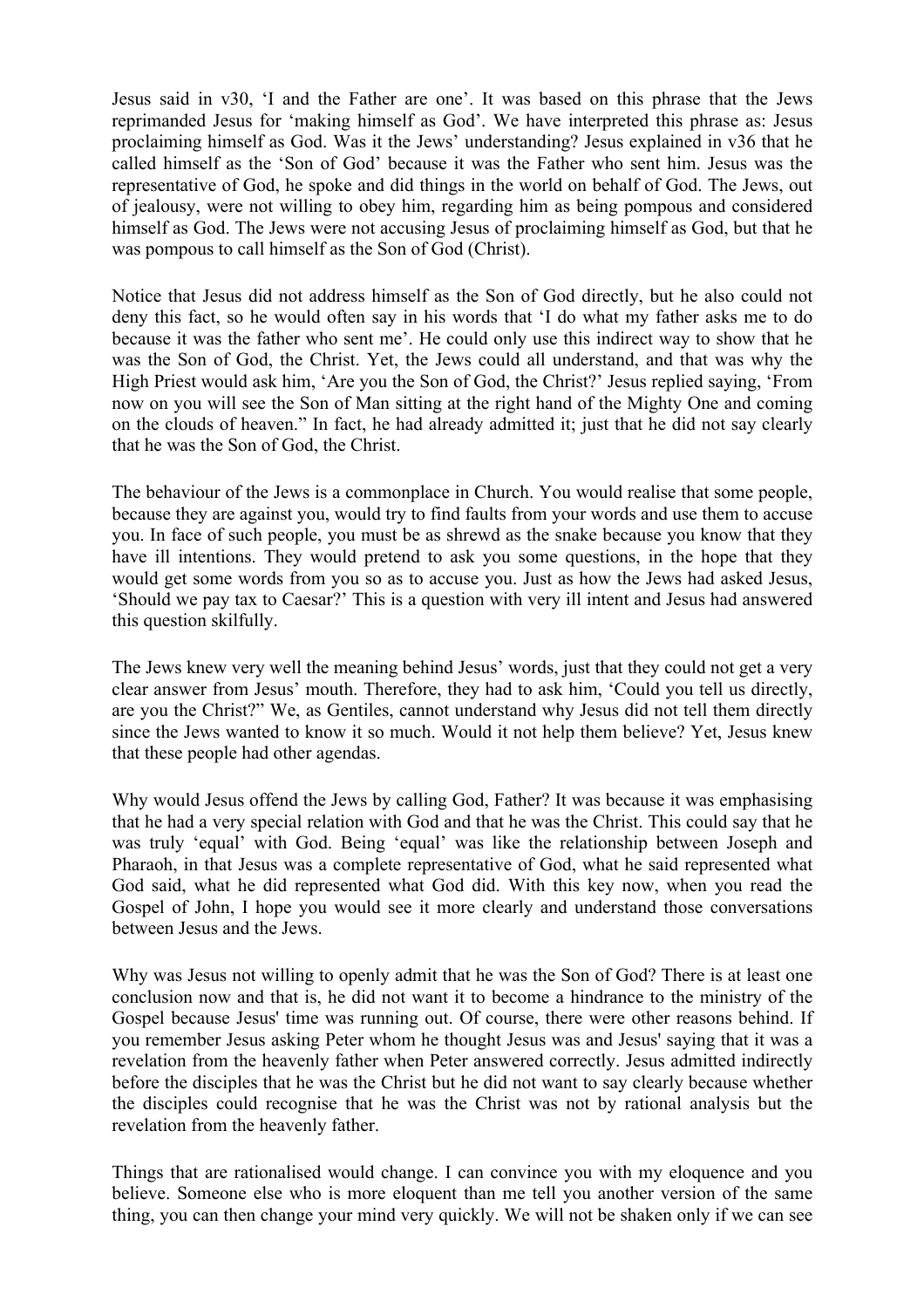Jesus said in v30, 'I and the Father are one'. It was based on this phrase that the Jews reprimanded Jesus for 'making himself as God'. We have interpreted this phrase as: Jesus proclaiming himself as God. Was it the Jews' understanding? Jesus explained in v36 that he called himself as the 'Son of God' because it was the Father who sent him. Jesus was the representative of God, he spoke and did things in the world on behalf of God. The Jews, out of jealousy, were not willing to obey him, regarding him as being pompous and considered himself as God. The Jews were not accusing Jesus of proclaiming himself as God, but that he was pompous to call himself as the Son of God (Christ).

Notice that Jesus did not address himself as the Son of God directly, but he also could not deny this fact, so he would often say in his words that 'I do what my father asks me to do because it was the father who sent me'. He could only use this indirect way to show that he was the Son of God, the Christ. Yet, the Jews could all understand, and that was why the High Priest would ask him, 'Are you the Son of God, the Christ?' Jesus replied saying, 'From now on you will see the Son of Man sitting at the right hand of the Mighty One and coming on the clouds of heaven." In fact, he had already admitted it; just that he did not say clearly that he was the Son of God, the Christ.

The behaviour of the Jews is a commonplace in Church. You would realise that some people, because they are against you, would try to find faults from your words and use them to accuse you. In face of such people, you must be as shrewd as the snake because you know that they have ill intentions. They would pretend to ask you some questions, in the hope that they would get some words from you so as to accuse you. Just as how the Jews had asked Jesus, 'Should we pay tax to Caesar?' This is a question with very ill intent and Jesus had answered this question skilfully.

The Jews knew very well the meaning behind Jesus' words, just that they could not get a very clear answer from Jesus' mouth. Therefore, they had to ask him, 'Could you tell us directly, are you the Christ?" We, as Gentiles, cannot understand why Jesus did not tell them directly since the Jews wanted to know it so much. Would it not help them believe? Yet, Jesus knew that these people had other agendas.

Why would Jesus offend the Jews by calling God, Father? It was because it was emphasising that he had a very special relation with God and that he was the Christ. This could say that he was truly 'equal' with God. Being 'equal' was like the relationship between Joseph and Pharaoh, in that Jesus was a complete representative of God, what he said represented what God said, what he did represented what God did. With this key now, when you read the Gospel of John, I hope you would see it more clearly and understand those conversations between Jesus and the Jews.

Why was Jesus not willing to openly admit that he was the Son of God? There is at least one conclusion now and that is, he did not want it to become a hindrance to the ministry of the Gospel because Jesus' time was running out. Of course, there were other reasons behind. If you remember Jesus asking Peter whom he thought Jesus was and Jesus' saying that it was a revelation from the heavenly father when Peter answered correctly. Jesus admitted indirectly before the disciples that he was the Christ but he did not want to say clearly because whether the disciples could recognise that he was the Christ was not by rational analysis but the revelation from the heavenly father.

Things that are rationalised would change. I can convince you with my eloquence and you believe. Someone else who is more eloquent than me tell you another version of the same thing, you can then change your mind very quickly. We will not be shaken only if we can see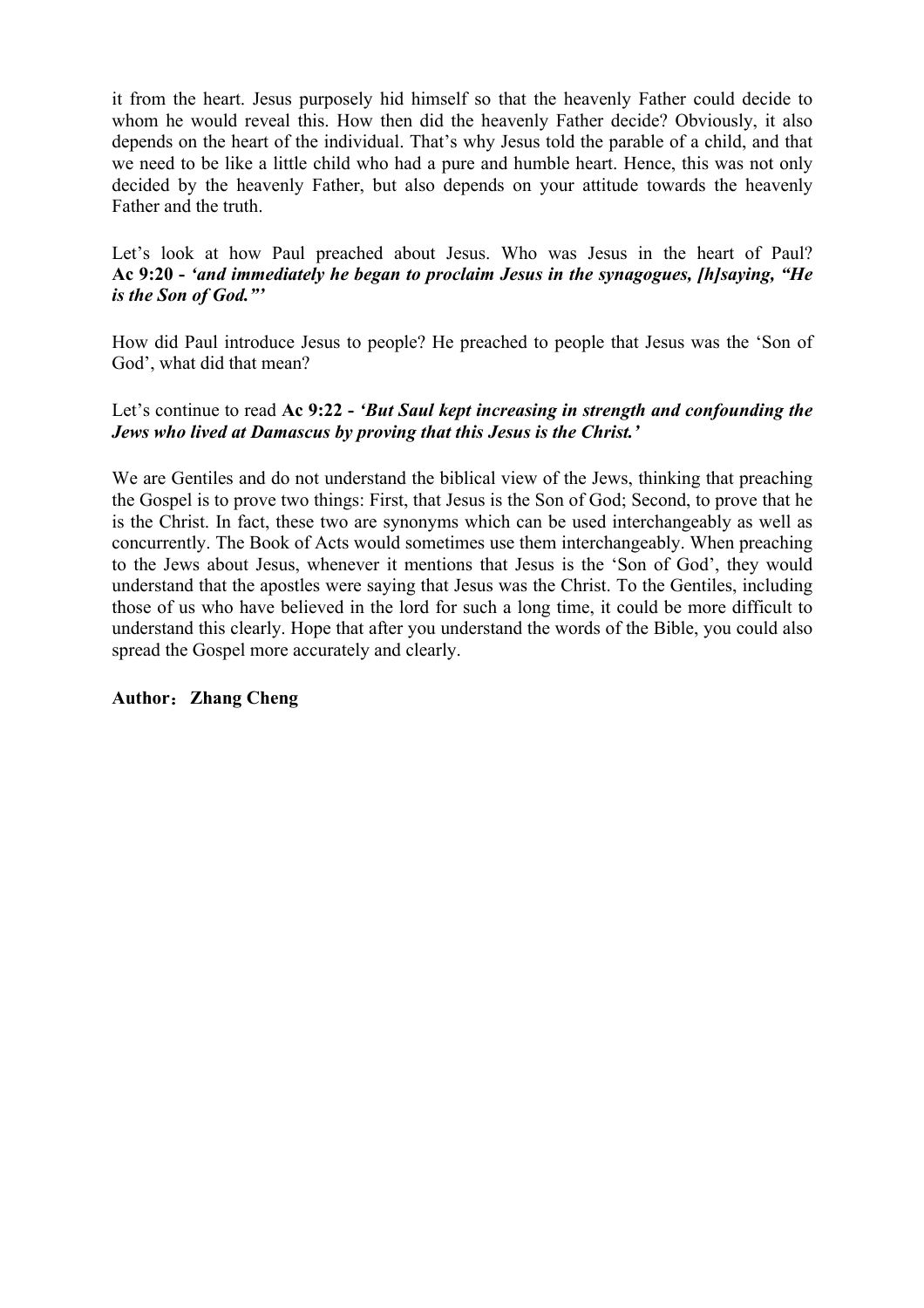it from the heart. Jesus purposely hid himself so that the heavenly Father could decide to whom he would reveal this. How then did the heavenly Father decide? Obviously, it also depends on the heart of the individual. That's why Jesus told the parable of a child, and that we need to be like a little child who had a pure and humble heart. Hence, this was not only decided by the heavenly Father, but also depends on your attitude towards the heavenly Father and the truth.

Let's look at how Paul preached about Jesus. Who was Jesus in the heart of Paul? **Ac 9:20 -** ***'and immediately he began to proclaim Jesus in the synagogues, [h]saying, "He is the Son of God."'***

How did Paul introduce Jesus to people? He preached to people that Jesus was the 'Son of God', what did that mean?

Let's continue to read **Ac 9:22 -** ***'But Saul kept increasing in strength and confounding the Jews who lived at Damascus by proving that this Jesus is the Christ.'***

We are Gentiles and do not understand the biblical view of the Jews, thinking that preaching the Gospel is to prove two things: First, that Jesus is the Son of God; Second, to prove that he is the Christ. In fact, these two are synonyms which can be used interchangeably as well as concurrently. The Book of Acts would sometimes use them interchangeably. When preaching to the Jews about Jesus, whenever it mentions that Jesus is the 'Son of God', they would understand that the apostles were saying that Jesus was the Christ. To the Gentiles, including those of us who have believed in the lord for such a long time, it could be more difficult to understand this clearly. Hope that after you understand the words of the Bible, you could also spread the Gospel more accurately and clearly.

**Author：Zhang Cheng**